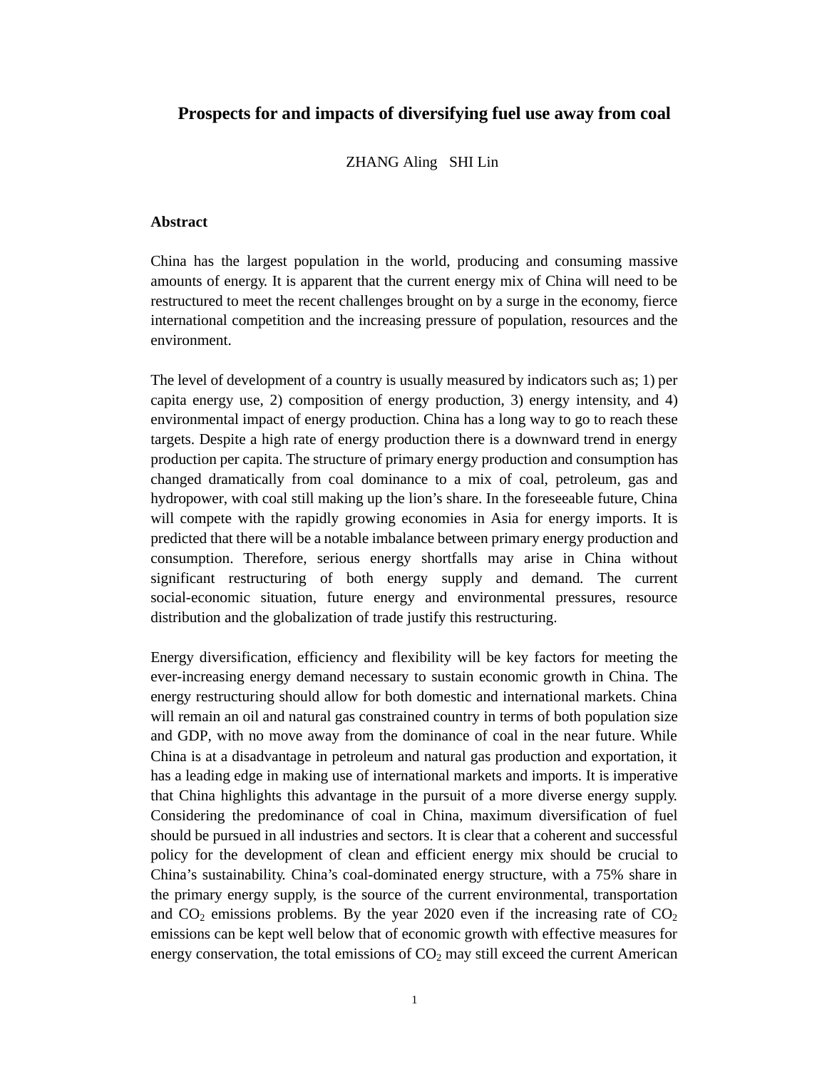# Prospects for and impacts of diversifying fuel use away from coal

ZHANG Aling SHI Lin

## Abstract

China has the largest population in the world, producing and consuming massive amounts of energy. It is apparent that the current energy mix of China will need to be restructured to meet the recent challenges brought on by a surge in the economy, fierce international competition and the increasing pressure of population, resources and the environment.

The level of development of a country is usually measured by indicators such as; 1) per capita energy use, 2) composition of energy production, 3) energy intensity, and 4) environmental impact of energy production. China has a long way to go to reach these targets. Despite a high rate of energy production there is a downward trend in energy production per capita. The structure of primary energy production and consumption has changed dramatically from coal dominance to a mix of coal, petroleum, gas and hydropower, with coal still making up the lion's share. In the foreseeable future, China will compete with the rapidly growing economies in Asia for energy imports. It is predicted that there will be a notable imbalance between primary energy production and consumption. Therefore, serious energy shortfalls may arise in China without significant restructuring of both energy supply and demand. The current social-economic situation, future energy and environmental pressures, resource distribution and the globalization of trade justify this restructuring.

Energy diversification, efficiency and flexibility will be key factors for meeting the ever-increasing energy demand necessary to sustain economic growth in China. The energy restructuring should allow for both domestic and international markets. China will remain an oil and natural gas constrained country in terms of both population size and GDP, with no move away from the dominance of coal in the near future. While China is at a disadvantage in petroleum and natural gas production and exportation, it has a leading edge in making use of international markets and imports. It is imperative that China highlights this advantage in the pursuit of a more diverse energy supply. Considering the predominance of coal in China, maximum diversification of fuel should be pursued in all industries and sectors. It is clear that a coherent and successful policy for the development of clean and efficient energy mix should be crucial to China's sustainability. China's coal-dominated energy structure, with a 75% share in the primary energy supply, is the source of the current environmental, transportation and $CO_2$ emissions problems. By the year 2020 even if the increasing rate of $CO_2$ emissions can be kept well below that of economic growth with effective measures for energy conservation, the total emissions of $CO_2$ may still exceed the current American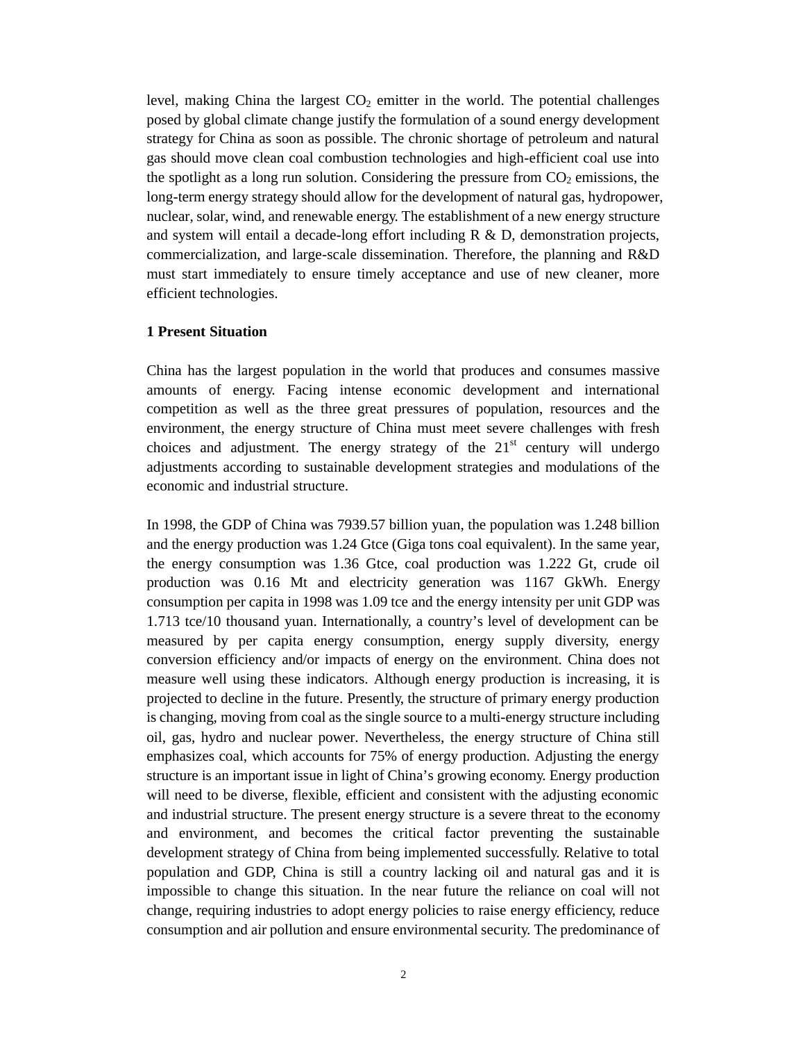level, making China the largest $CO_2$ emitter in the world. The potential challenges posed by global climate change justify the formulation of a sound energy development strategy for China as soon as possible. The chronic shortage of petroleum and natural gas should move clean coal combustion technologies and high-efficient coal use into the spotlight as a long run solution. Considering the pressure from $CO_2$ emissions, the long-term energy strategy should allow for the development of natural gas, hydropower, nuclear, solar, wind, and renewable energy. The establishment of a new energy structure and system will entail a decade-long effort including R & D, demonstration projects, commercialization, and large-scale dissemination. Therefore, the planning and R&D must start immediately to ensure timely acceptance and use of new cleaner, more efficient technologies.

## 1 Present Situation

China has the largest population in the world that produces and consumes massive amounts of energy. Facing intense economic development and international competition as well as the three great pressures of population, resources and the environment, the energy structure of China must meet severe challenges with fresh choices and adjustment. The energy strategy of the 21st century will undergo adjustments according to sustainable development strategies and modulations of the economic and industrial structure.

In 1998, the GDP of China was 7939.57 billion yuan, the population was 1.248 billion and the energy production was 1.24 Gtce (Giga tons coal equivalent). In the same year, the energy consumption was 1.36 Gtce, coal production was 1.222 Gt, crude oil production was 0.16 Mt and electricity generation was 1167 GkWh. Energy consumption per capita in 1998 was 1.09 tce and the energy intensity per unit GDP was 1.713 tce/10 thousand yuan. Internationally, a country's level of development can be measured by per capita energy consumption, energy supply diversity, energy conversion efficiency and/or impacts of energy on the environment. China does not measure well using these indicators. Although energy production is increasing, it is projected to decline in the future. Presently, the structure of primary energy production is changing, moving from coal as the single source to a multi-energy structure including oil, gas, hydro and nuclear power. Nevertheless, the energy structure of China still emphasizes coal, which accounts for 75% of energy production. Adjusting the energy structure is an important issue in light of China's growing economy. Energy production will need to be diverse, flexible, efficient and consistent with the adjusting economic and industrial structure. The present energy structure is a severe threat to the economy and environment, and becomes the critical factor preventing the sustainable development strategy of China from being implemented successfully. Relative to total population and GDP, China is still a country lacking oil and natural gas and it is impossible to change this situation. In the near future the reliance on coal will not change, requiring industries to adopt energy policies to raise energy efficiency, reduce consumption and air pollution and ensure environmental security. The predominance of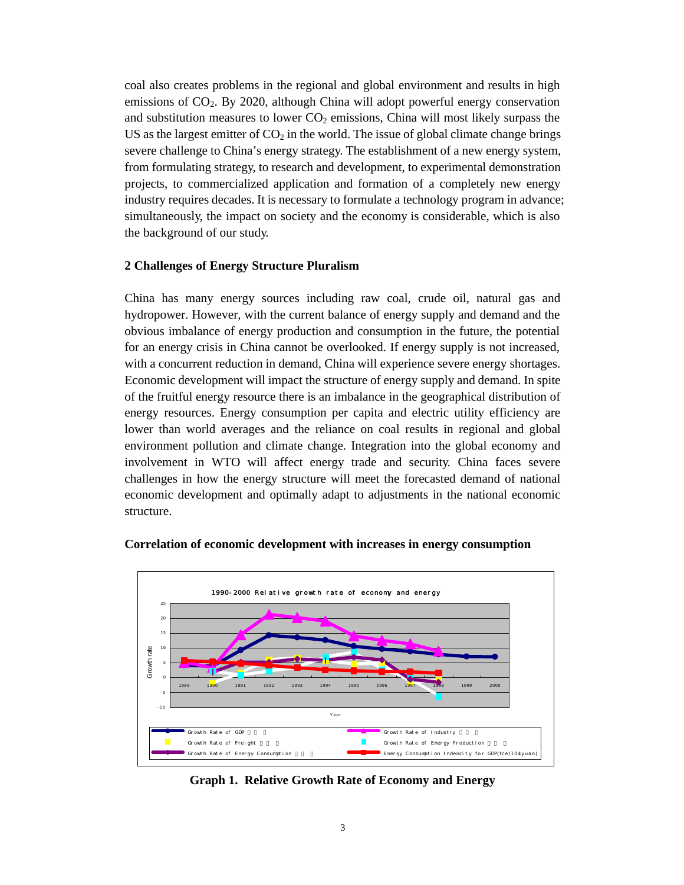coal also creates problems in the regional and global environment and results in high emissions of $CO_2$. By 2020, although China will adopt powerful energy conservation and substitution measures to lower $CO_2$ emissions, China will most likely surpass the US as the largest emitter of $CO_2$ in the world. The issue of global climate change brings severe challenge to China's energy strategy. The establishment of a new energy system, from formulating strategy, to research and development, to experimental demonstration projects, to commercialized application and formation of a completely new energy industry requires decades. It is necessary to formulate a technology program in advance; simultaneously, the impact on society and the economy is considerable, which is also the background of our study.

## 2 Challenges of Energy Structure Pluralism

China has many energy sources including raw coal, crude oil, natural gas and hydropower. However, with the current balance of energy supply and demand and the obvious imbalance of energy production and consumption in the future, the potential for an energy crisis in China cannot be overlooked. If energy supply is not increased, with a concurrent reduction in demand, China will experience severe energy shortages. Economic development will impact the structure of energy supply and demand. In spite of the fruitful energy resource there is an imbalance in the geographical distribution of energy resources. Energy consumption per capita and electric utility efficiency are lower than world averages and the reliance on coal results in regional and global environment pollution and climate change. Integration into the global economy and involvement in WTO will affect energy trade and security. China faces severe challenges in how the energy structure will meet the forecasted demand of national economic development and optimally adapt to adjustments in the national economic structure.

**Correlation of economic development with increases in energy consumption**

**Graph 1. Relative Growth Rate of Economy and Energy**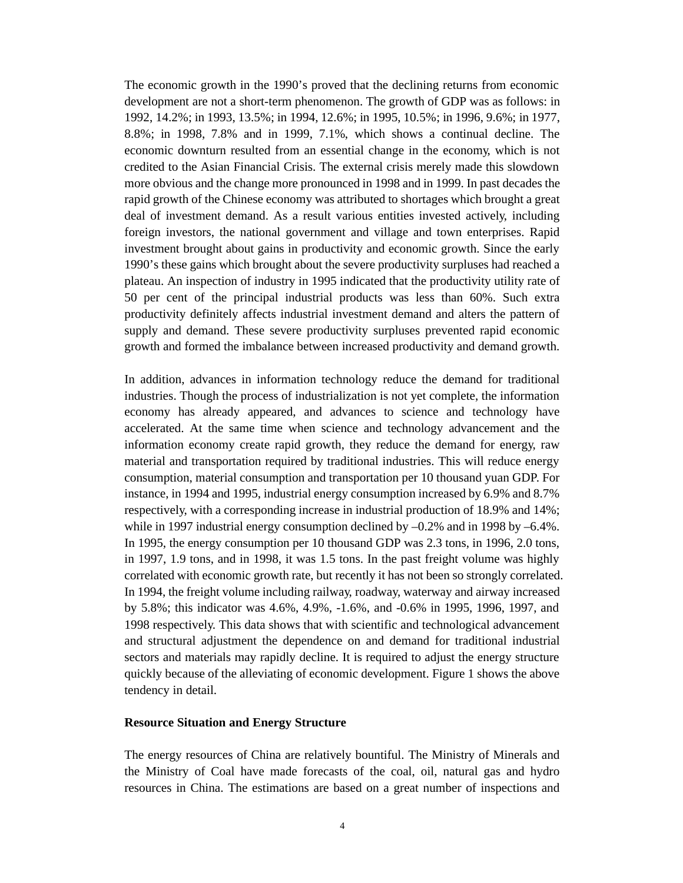The economic growth in the 1990's proved that the declining returns from economic development are not a short-term phenomenon. The growth of GDP was as follows: in 1992, 14.2%; in 1993, 13.5%; in 1994, 12.6%; in 1995, 10.5%; in 1996, 9.6%; in 1977, 8.8%; in 1998, 7.8% and in 1999, 7.1%, which shows a continual decline. The economic downturn resulted from an essential change in the economy, which is not credited to the Asian Financial Crisis. The external crisis merely made this slowdown more obvious and the change more pronounced in 1998 and in 1999. In past decades the rapid growth of the Chinese economy was attributed to shortages which brought a great deal of investment demand. As a result various entities invested actively, including foreign investors, the national government and village and town enterprises. Rapid investment brought about gains in productivity and economic growth. Since the early 1990's these gains which brought about the severe productivity surpluses had reached a plateau. An inspection of industry in 1995 indicated that the productivity utility rate of 50 per cent of the principal industrial products was less than 60%. Such extra productivity definitely affects industrial investment demand and alters the pattern of supply and demand. These severe productivity surpluses prevented rapid economic growth and formed the imbalance between increased productivity and demand growth.

In addition, advances in information technology reduce the demand for traditional industries. Though the process of industrialization is not yet complete, the information economy has already appeared, and advances to science and technology have accelerated. At the same time when science and technology advancement and the information economy create rapid growth, they reduce the demand for energy, raw material and transportation required by traditional industries. This will reduce energy consumption, material consumption and transportation per 10 thousand yuan GDP. For instance, in 1994 and 1995, industrial energy consumption increased by 6.9% and 8.7% respectively, with a corresponding increase in industrial production of 18.9% and 14%; while in 1997 industrial energy consumption declined by –0.2% and in 1998 by –6.4%. In 1995, the energy consumption per 10 thousand GDP was 2.3 tons, in 1996, 2.0 tons, in 1997, 1.9 tons, and in 1998, it was 1.5 tons. In the past freight volume was highly correlated with economic growth rate, but recently it has not been so strongly correlated. In 1994, the freight volume including railway, roadway, waterway and airway increased by 5.8%; this indicator was 4.6%, 4.9%, -1.6%, and -0.6% in 1995, 1996, 1997, and 1998 respectively. This data shows that with scientific and technological advancement and structural adjustment the dependence on and demand for traditional industrial sectors and materials may rapidly decline. It is required to adjust the energy structure quickly because of the alleviating of economic development. Figure 1 shows the above tendency in detail.

**Resource Situation and Energy Structure**

The energy resources of China are relatively bountiful. The Ministry of Minerals and the Ministry of Coal have made forecasts of the coal, oil, natural gas and hydro resources in China. The estimations are based on a great number of inspections and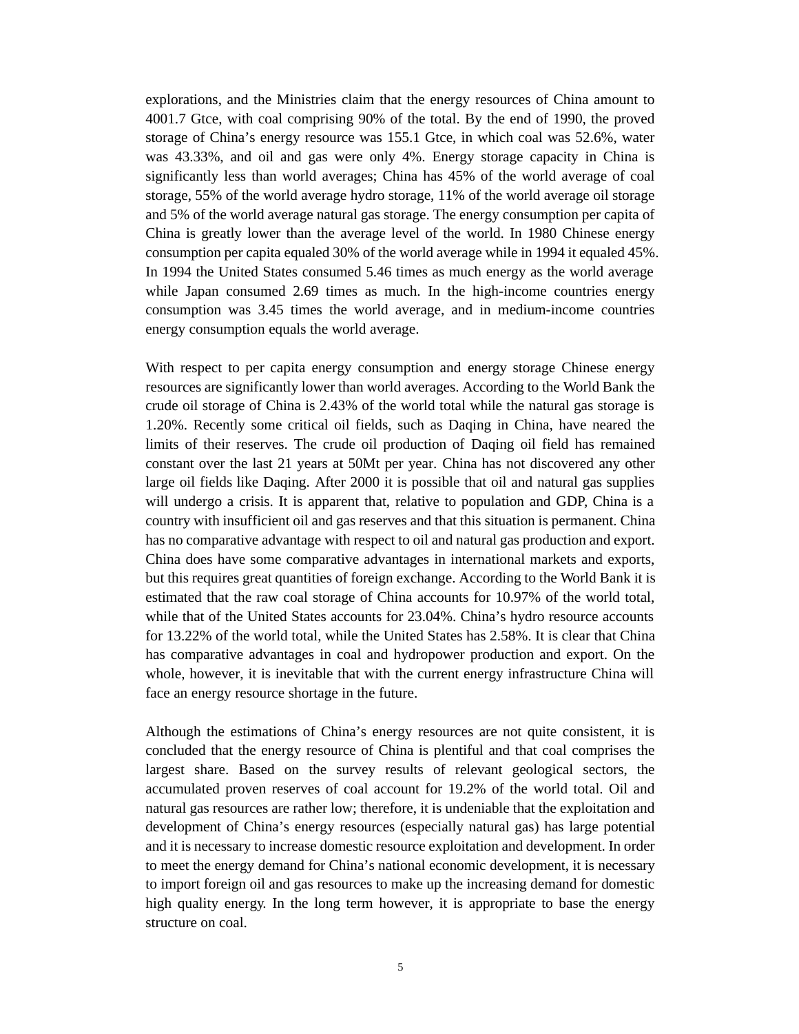explorations, and the Ministries claim that the energy resources of China amount to 4001.7 Gtce, with coal comprising 90% of the total. By the end of 1990, the proved storage of China's energy resource was 155.1 Gtce, in which coal was 52.6%, water was 43.33%, and oil and gas were only 4%. Energy storage capacity in China is significantly less than world averages; China has 45% of the world average of coal storage, 55% of the world average hydro storage, 11% of the world average oil storage and 5% of the world average natural gas storage. The energy consumption per capita of China is greatly lower than the average level of the world. In 1980 Chinese energy consumption per capita equaled 30% of the world average while in 1994 it equaled 45%. In 1994 the United States consumed 5.46 times as much energy as the world average while Japan consumed 2.69 times as much. In the high-income countries energy consumption was 3.45 times the world average, and in medium-income countries energy consumption equals the world average.

With respect to per capita energy consumption and energy storage Chinese energy resources are significantly lower than world averages. According to the World Bank the crude oil storage of China is 2.43% of the world total while the natural gas storage is 1.20%. Recently some critical oil fields, such as Daqing in China, have neared the limits of their reserves. The crude oil production of Daqing oil field has remained constant over the last 21 years at 50Mt per year. China has not discovered any other large oil fields like Daqing. After 2000 it is possible that oil and natural gas supplies will undergo a crisis. It is apparent that, relative to population and GDP, China is a country with insufficient oil and gas reserves and that this situation is permanent. China has no comparative advantage with respect to oil and natural gas production and export. China does have some comparative advantages in international markets and exports, but this requires great quantities of foreign exchange. According to the World Bank it is estimated that the raw coal storage of China accounts for 10.97% of the world total, while that of the United States accounts for 23.04%. China's hydro resource accounts for 13.22% of the world total, while the United States has 2.58%. It is clear that China has comparative advantages in coal and hydropower production and export. On the whole, however, it is inevitable that with the current energy infrastructure China will face an energy resource shortage in the future.

Although the estimations of China's energy resources are not quite consistent, it is concluded that the energy resource of China is plentiful and that coal comprises the largest share. Based on the survey results of relevant geological sectors, the accumulated proven reserves of coal account for 19.2% of the world total. Oil and natural gas resources are rather low; therefore, it is undeniable that the exploitation and development of China's energy resources (especially natural gas) has large potential and it is necessary to increase domestic resource exploitation and development. In order to meet the energy demand for China's national economic development, it is necessary to import foreign oil and gas resources to make up the increasing demand for domestic high quality energy. In the long term however, it is appropriate to base the energy structure on coal.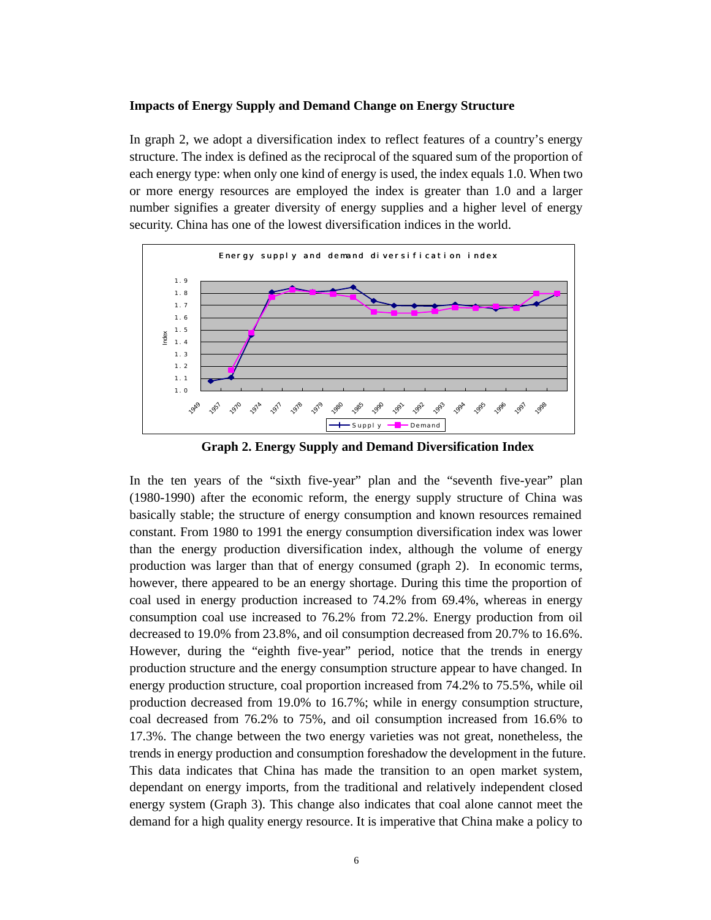**Impacts of Energy Supply and Demand Change on Energy Structure**

In graph 2, we adopt a diversification index to reflect features of a country's energy structure. The index is defined as the reciprocal of the squared sum of the proportion of each energy type: when only one kind of energy is used, the index equals 1.0. When two or more energy resources are employed the index is greater than 1.0 and a larger number signifies a greater diversity of energy supplies and a higher level of energy security. China has one of the lowest diversification indices in the world.

**Graph 2. Energy Supply and Demand Diversification Index**

In the ten years of the "sixth five-year" plan and the "seventh five-year" plan (1980-1990) after the economic reform, the energy supply structure of China was basically stable; the structure of energy consumption and known resources remained constant. From 1980 to 1991 the energy consumption diversification index was lower than the energy production diversification index, although the volume of energy production was larger than that of energy consumed (graph 2). In economic terms, however, there appeared to be an energy shortage. During this time the proportion of coal used in energy production increased to 74.2% from 69.4%, whereas in energy consumption coal use increased to 76.2% from 72.2%. Energy production from oil decreased to 19.0% from 23.8%, and oil consumption decreased from 20.7% to 16.6%. However, during the "eighth five-year" period, notice that the trends in energy production structure and the energy consumption structure appear to have changed. In energy production structure, coal proportion increased from 74.2% to 75.5%, while oil production decreased from 19.0% to 16.7%; while in energy consumption structure, coal decreased from 76.2% to 75%, and oil consumption increased from 16.6% to 17.3%. The change between the two energy varieties was not great, nonetheless, the trends in energy production and consumption foreshadow the development in the future. This data indicates that China has made the transition to an open market system, dependant on energy imports, from the traditional and relatively independent closed energy system (Graph 3). This change also indicates that coal alone cannot meet the demand for a high quality energy resource. It is imperative that China make a policy to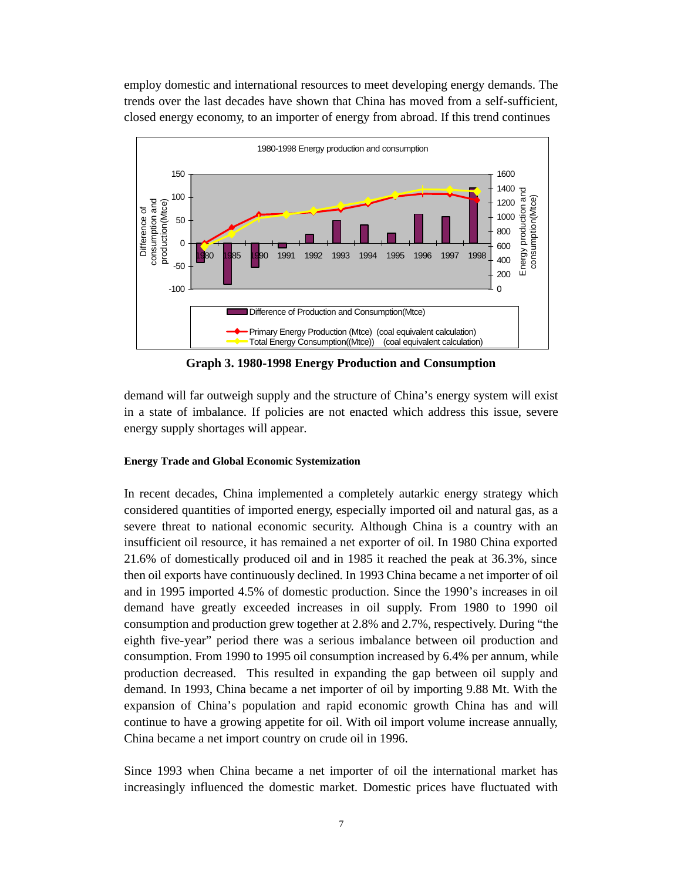employ domestic and international resources to meet developing energy demands. The trends over the last decades have shown that China has moved from a self-sufficient, closed energy economy, to an importer of energy from abroad. If this trend continues

**Graph 3. 1980-1998 Energy Production and Consumption**

demand will far outweigh supply and the structure of China's energy system will exist in a state of imbalance. If policies are not enacted which address this issue, severe energy supply shortages will appear.

#### Energy Trade and Global Economic Systemization

In recent decades, China implemented a completely autarkic energy strategy which considered quantities of imported energy, especially imported oil and natural gas, as a severe threat to national economic security. Although China is a country with an insufficient oil resource, it has remained a net exporter of oil. In 1980 China exported 21.6% of domestically produced oil and in 1985 it reached the peak at 36.3%, since then oil exports have continuously declined. In 1993 China became a net importer of oil and in 1995 imported 4.5% of domestic production. Since the 1990's increases in oil demand have greatly exceeded increases in oil supply. From 1980 to 1990 oil consumption and production grew together at 2.8% and 2.7%, respectively. During "the eighth five-year" period there was a serious imbalance between oil production and consumption. From 1990 to 1995 oil consumption increased by 6.4% per annum, while production decreased. This resulted in expanding the gap between oil supply and demand. In 1993, China became a net importer of oil by importing 9.88 Mt. With the expansion of China's population and rapid economic growth China has and will continue to have a growing appetite for oil. With oil import volume increase annually, China became a net import country on crude oil in 1996.

Since 1993 when China became a net importer of oil the international market has increasingly influenced the domestic market. Domestic prices have fluctuated with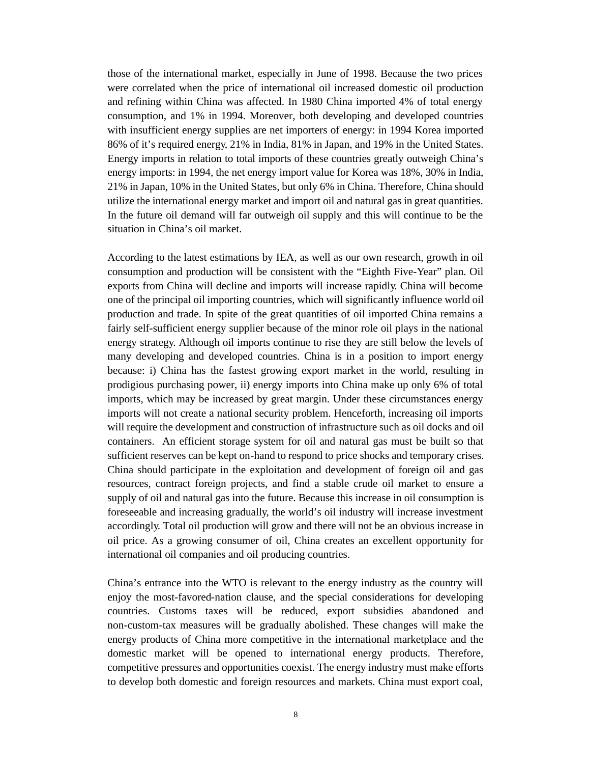those of the international market, especially in June of 1998. Because the two prices were correlated when the price of international oil increased domestic oil production and refining within China was affected. In 1980 China imported 4% of total energy consumption, and 1% in 1994. Moreover, both developing and developed countries with insufficient energy supplies are net importers of energy: in 1994 Korea imported 86% of it's required energy, 21% in India, 81% in Japan, and 19% in the United States. Energy imports in relation to total imports of these countries greatly outweigh China's energy imports: in 1994, the net energy import value for Korea was 18%, 30% in India, 21% in Japan, 10% in the United States, but only 6% in China. Therefore, China should utilize the international energy market and import oil and natural gas in great quantities. In the future oil demand will far outweigh oil supply and this will continue to be the situation in China's oil market.

According to the latest estimations by IEA, as well as our own research, growth in oil consumption and production will be consistent with the "Eighth Five-Year" plan. Oil exports from China will decline and imports will increase rapidly. China will become one of the principal oil importing countries, which will significantly influence world oil production and trade. In spite of the great quantities of oil imported China remains a fairly self-sufficient energy supplier because of the minor role oil plays in the national energy strategy. Although oil imports continue to rise they are still below the levels of many developing and developed countries. China is in a position to import energy because: i) China has the fastest growing export market in the world, resulting in prodigious purchasing power, ii) energy imports into China make up only 6% of total imports, which may be increased by great margin. Under these circumstances energy imports will not create a national security problem. Henceforth, increasing oil imports will require the development and construction of infrastructure such as oil docks and oil containers. An efficient storage system for oil and natural gas must be built so that sufficient reserves can be kept on-hand to respond to price shocks and temporary crises. China should participate in the exploitation and development of foreign oil and gas resources, contract foreign projects, and find a stable crude oil market to ensure a supply of oil and natural gas into the future. Because this increase in oil consumption is foreseeable and increasing gradually, the world's oil industry will increase investment accordingly. Total oil production will grow and there will not be an obvious increase in oil price. As a growing consumer of oil, China creates an excellent opportunity for international oil companies and oil producing countries.

China's entrance into the WTO is relevant to the energy industry as the country will enjoy the most-favored-nation clause, and the special considerations for developing countries. Customs taxes will be reduced, export subsidies abandoned and non-custom-tax measures will be gradually abolished. These changes will make the energy products of China more competitive in the international marketplace and the domestic market will be opened to international energy products. Therefore, competitive pressures and opportunities coexist. The energy industry must make efforts to develop both domestic and foreign resources and markets. China must export coal,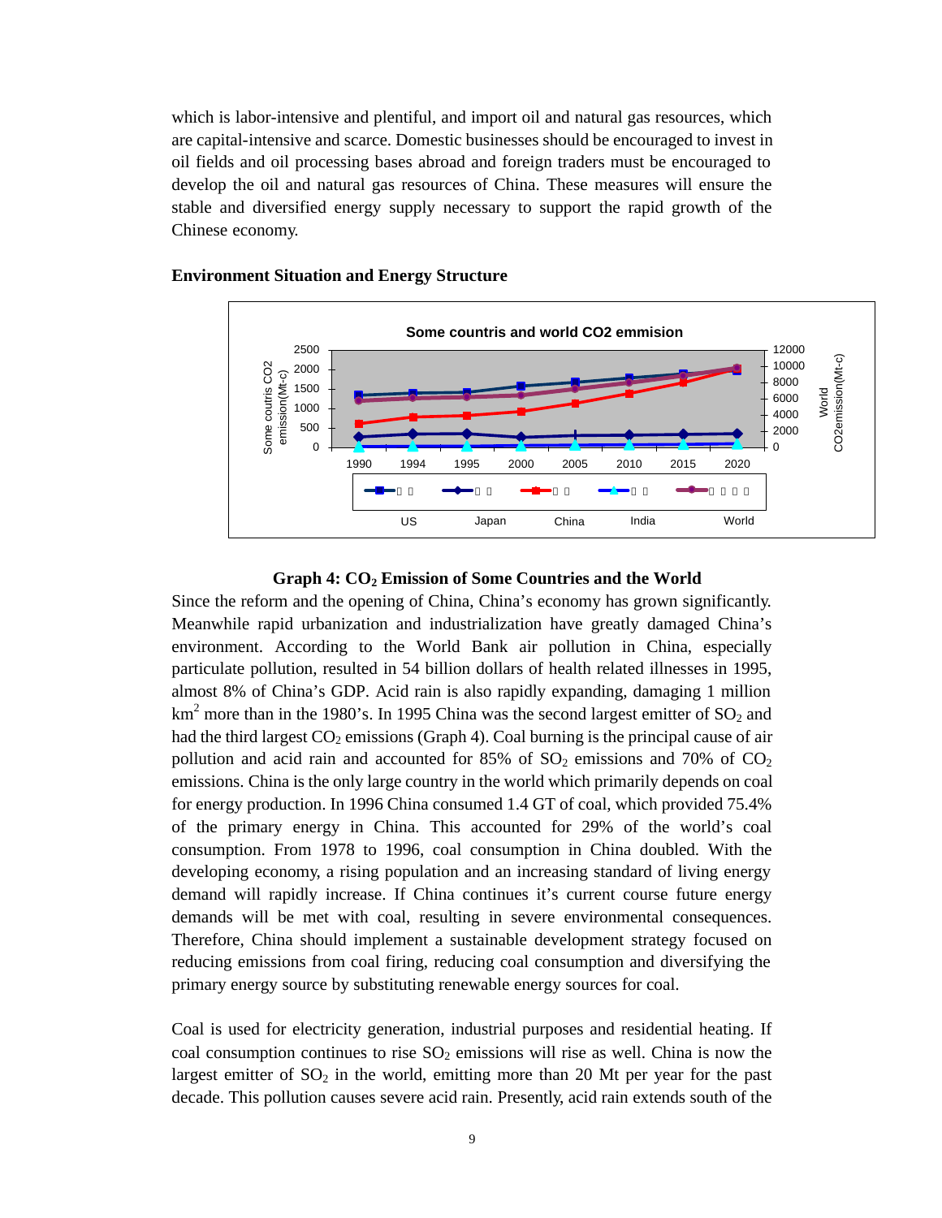which is labor-intensive and plentiful, and import oil and natural gas resources, which are capital-intensive and scarce. Domestic businesses should be encouraged to invest in oil fields and oil processing bases abroad and foreign traders must be encouraged to develop the oil and natural gas resources of China. These measures will ensure the stable and diversified energy supply necessary to support the rapid growth of the Chinese economy.

**Environment Situation and Energy Structure**

**Graph 4: $CO_2$ Emission of Some Countries and the World**

Since the reform and the opening of China, China's economy has grown significantly. Meanwhile rapid urbanization and industrialization have greatly damaged China's environment. According to the World Bank air pollution in China, especially particulate pollution, resulted in 54 billion dollars of health related illnesses in 1995, almost 8% of China's GDP. Acid rain is also rapidly expanding, damaging 1 million $km^2$ more than in the 1980's. In 1995 China was the second largest emitter of $SO_2$ and had the third largest $CO_2$ emissions (Graph 4). Coal burning is the principal cause of air pollution and acid rain and accounted for 85% of $SO_2$ emissions and 70% of $CO_2$ emissions. China is the only large country in the world which primarily depends on coal for energy production. In 1996 China consumed 1.4 GT of coal, which provided 75.4% of the primary energy in China. This accounted for 29% of the world's coal consumption. From 1978 to 1996, coal consumption in China doubled. With the developing economy, a rising population and an increasing standard of living energy demand will rapidly increase. If China continues it's current course future energy demands will be met with coal, resulting in severe environmental consequences. Therefore, China should implement a sustainable development strategy focused on reducing emissions from coal firing, reducing coal consumption and diversifying the primary energy source by substituting renewable energy sources for coal.

Coal is used for electricity generation, industrial purposes and residential heating. If coal consumption continues to rise $SO_2$ emissions will rise as well. China is now the largest emitter of $SO_2$ in the world, emitting more than 20 Mt per year for the past decade. This pollution causes severe acid rain. Presently, acid rain extends south of the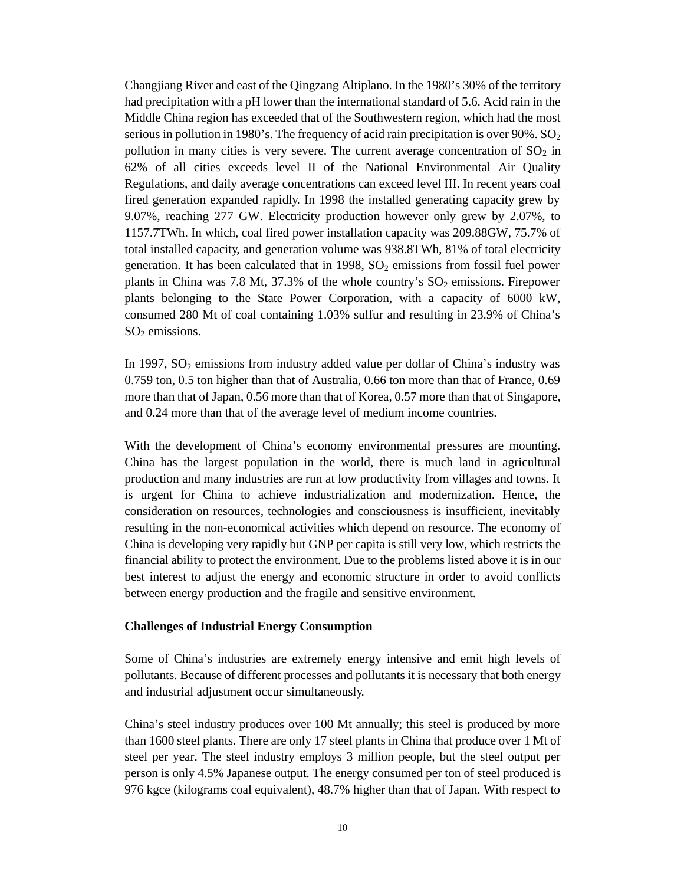Changjiang River and east of the Qingzang Altiplano. In the 1980's 30% of the territory had precipitation with a pH lower than the international standard of 5.6. Acid rain in the Middle China region has exceeded that of the Southwestern region, which had the most serious in pollution in 1980's. The frequency of acid rain precipitation is over 90%. $SO_2$ pollution in many cities is very severe. The current average concentration of $SO_2$ in 62% of all cities exceeds level II of the National Environmental Air Quality Regulations, and daily average concentrations can exceed level III. In recent years coal fired generation expanded rapidly. In 1998 the installed generating capacity grew by 9.07%, reaching 277 GW. Electricity production however only grew by 2.07%, to 1157.7TWh. In which, coal fired power installation capacity was 209.88GW, 75.7% of total installed capacity, and generation volume was 938.8TWh, 81% of total electricity generation. It has been calculated that in 1998, $SO_2$ emissions from fossil fuel power plants in China was 7.8 Mt, 37.3% of the whole country's $SO_2$ emissions. Firepower plants belonging to the State Power Corporation, with a capacity of 6000 kW, consumed 280 Mt of coal containing 1.03% sulfur and resulting in 23.9% of China's $SO_2$ emissions.

In 1997, $SO_2$ emissions from industry added value per dollar of China's industry was 0.759 ton, 0.5 ton higher than that of Australia, 0.66 ton more than that of France, 0.69 more than that of Japan, 0.56 more than that of Korea, 0.57 more than that of Singapore, and 0.24 more than that of the average level of medium income countries.

With the development of China's economy environmental pressures are mounting. China has the largest population in the world, there is much land in agricultural production and many industries are run at low productivity from villages and towns. It is urgent for China to achieve industrialization and modernization. Hence, the consideration on resources, technologies and consciousness is insufficient, inevitably resulting in the non-economical activities which depend on resource. The economy of China is developing very rapidly but GNP per capita is still very low, which restricts the financial ability to protect the environment. Due to the problems listed above it is in our best interest to adjust the energy and economic structure in order to avoid conflicts between energy production and the fragile and sensitive environment.

**Challenges of Industrial Energy Consumption**

Some of China's industries are extremely energy intensive and emit high levels of pollutants. Because of different processes and pollutants it is necessary that both energy and industrial adjustment occur simultaneously.

China's steel industry produces over 100 Mt annually; this steel is produced by more than 1600 steel plants. There are only 17 steel plants in China that produce over 1 Mt of steel per year. The steel industry employs 3 million people, but the steel output per person is only 4.5% Japanese output. The energy consumed per ton of steel produced is 976 kgce (kilograms coal equivalent), 48.7% higher than that of Japan. With respect to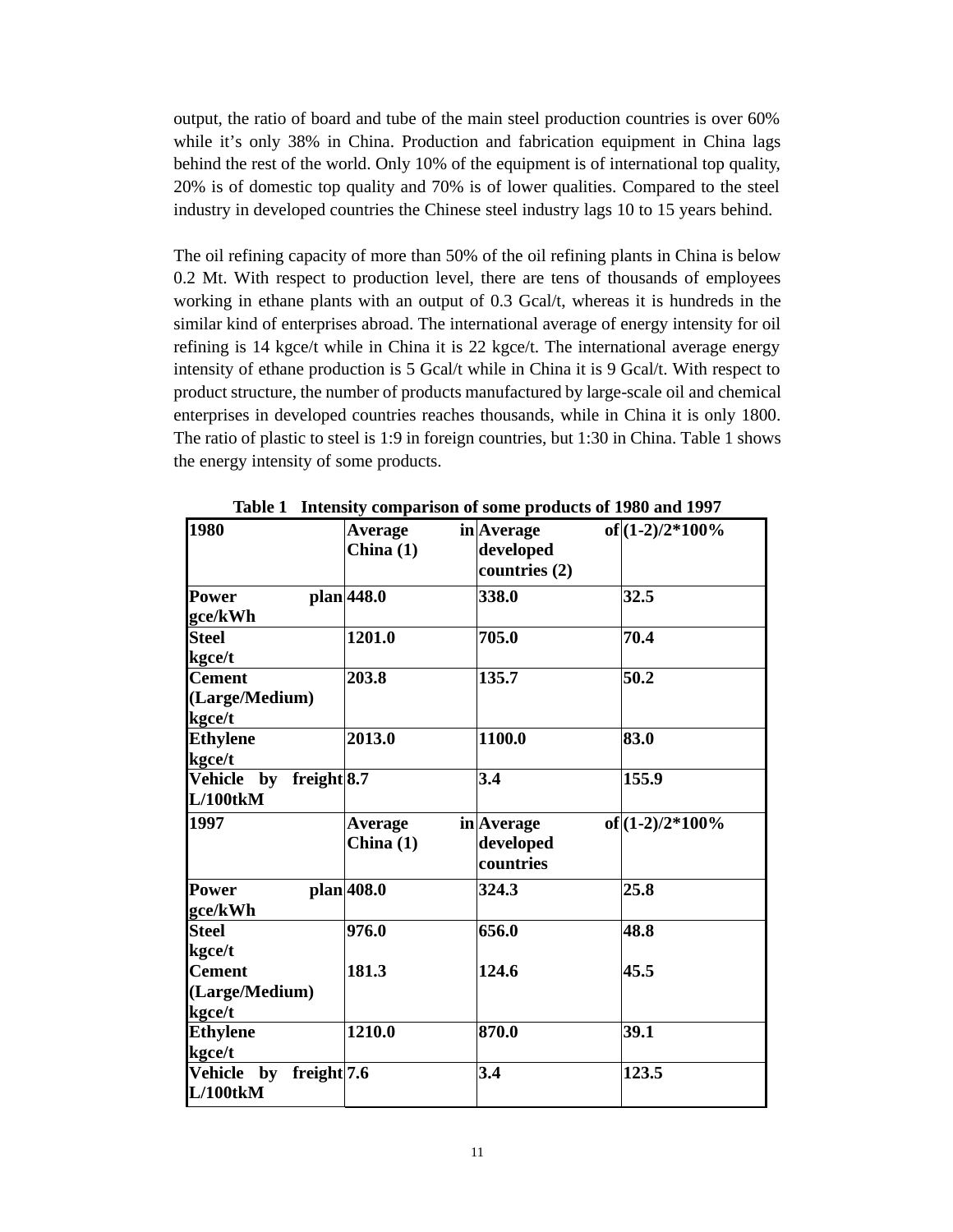output, the ratio of board and tube of the main steel production countries is over 60% while it's only 38% in China. Production and fabrication equipment in China lags behind the rest of the world. Only 10% of the equipment is of international top quality, 20% is of domestic top quality and 70% is of lower qualities. Compared to the steel industry in developed countries the Chinese steel industry lags 10 to 15 years behind.

The oil refining capacity of more than 50% of the oil refining plants in China is below 0.2 Mt. With respect to production level, there are tens of thousands of employees working in ethane plants with an output of 0.3 Gcal/t, whereas it is hundreds in the similar kind of enterprises abroad. The international average of energy intensity for oil refining is 14 kgce/t while in China it is 22 kgce/t. The international average energy intensity of ethane production is 5 Gcal/t while in China it is 9 Gcal/t. With respect to product structure, the number of products manufactured by large-scale oil and chemical enterprises in developed countries reaches thousands, while in China it is only 1800. The ratio of plastic to steel is 1:9 in foreign countries, but 1:30 in China. Table 1 shows the energy intensity of some products.

**Table 1 Intensity comparison of some products of 1980 and 1997**

| **1980** | **Average in China (1)** | **Average of developed countries (2)** | **(1-2)/2*100%** |
|---|---|---|---|
| **Power plan gce/kWh** | **448.0** | **338.0** | **32.5** |
| **Steel kgce/t** | **1201.0** | **705.0** | **70.4** |
| **Cement (Large/Medium) kgce/t** | **203.8** | **135.7** | **50.2** |
| **Ethylene kgce/t** | **2013.0** | **1100.0** | **83.0** |
| **Vehicle by freight L/100tkM** | **8.7** | **3.4** | **155.9** |
| **1997** | **Average in China (1)** | **Average of developed countries** | **(1-2)/2*100%** |
| **Power plan gce/kWh** | **408.0** | **324.3** | **25.8** |
| **Steel kgce/t** | **976.0** | **656.0** | **48.8** |
| **Cement (Large/Medium) kgce/t** | **181.3** | **124.6** | **45.5** |
| **Ethylene kgce/t** | **1210.0** | **870.0** | **39.1** |
| **Vehicle by freight L/100tkM** | **7.6** | **3.4** | **123.5** |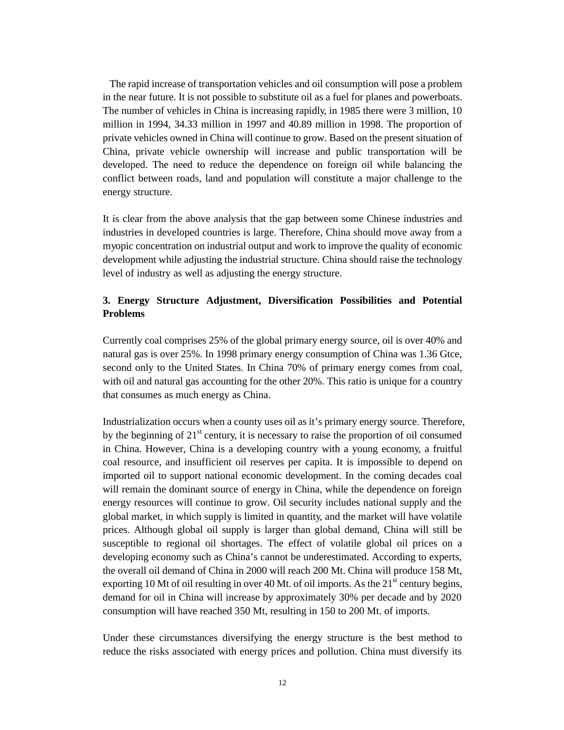The rapid increase of transportation vehicles and oil consumption will pose a problem in the near future. It is not possible to substitute oil as a fuel for planes and powerboats. The number of vehicles in China is increasing rapidly, in 1985 there were 3 million, 10 million in 1994, 34.33 million in 1997 and 40.89 million in 1998. The proportion of private vehicles owned in China will continue to grow. Based on the present situation of China, private vehicle ownership will increase and public transportation will be developed. The need to reduce the dependence on foreign oil while balancing the conflict between roads, land and population will constitute a major challenge to the energy structure.

It is clear from the above analysis that the gap between some Chinese industries and industries in developed countries is large. Therefore, China should move away from a myopic concentration on industrial output and work to improve the quality of economic development while adjusting the industrial structure. China should raise the technology level of industry as well as adjusting the energy structure.

### 3. Energy Structure Adjustment, Diversification Possibilities and Potential Problems

Currently coal comprises 25% of the global primary energy source, oil is over 40% and natural gas is over 25%. In 1998 primary energy consumption of China was 1.36 Gtce, second only to the United States. In China 70% of primary energy comes from coal, with oil and natural gas accounting for the other 20%. This ratio is unique for a country that consumes as much energy as China.

Industrialization occurs when a county uses oil as it's primary energy source. Therefore, by the beginning of 21st century, it is necessary to raise the proportion of oil consumed in China. However, China is a developing country with a young economy, a fruitful coal resource, and insufficient oil reserves per capita. It is impossible to depend on imported oil to support national economic development. In the coming decades coal will remain the dominant source of energy in China, while the dependence on foreign energy resources will continue to grow. Oil security includes national supply and the global market, in which supply is limited in quantity, and the market will have volatile prices. Although global oil supply is larger than global demand, China will still be susceptible to regional oil shortages. The effect of volatile global oil prices on a developing economy such as China's cannot be underestimated. According to experts, the overall oil demand of China in 2000 will reach 200 Mt. China will produce 158 Mt, exporting 10 Mt of oil resulting in over 40 Mt. of oil imports. As the 21st century begins, demand for oil in China will increase by approximately 30% per decade and by 2020 consumption will have reached 350 Mt, resulting in 150 to 200 Mt. of imports.

Under these circumstances diversifying the energy structure is the best method to reduce the risks associated with energy prices and pollution. China must diversify its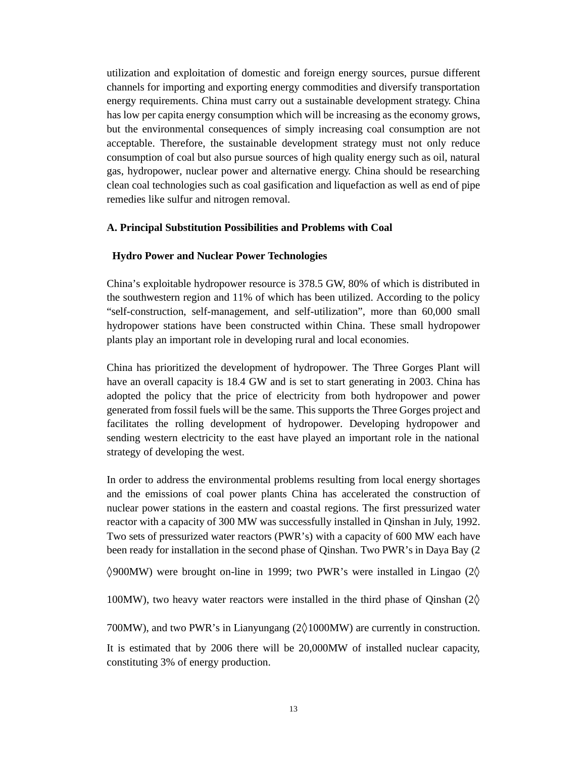utilization and exploitation of domestic and foreign energy sources, pursue different channels for importing and exporting energy commodities and diversify transportation energy requirements. China must carry out a sustainable development strategy. China has low per capita energy consumption which will be increasing as the economy grows, but the environmental consequences of simply increasing coal consumption are not acceptable. Therefore, the sustainable development strategy must not only reduce consumption of coal but also pursue sources of high quality energy such as oil, natural gas, hydropower, nuclear power and alternative energy. China should be researching clean coal technologies such as coal gasification and liquefaction as well as end of pipe remedies like sulfur and nitrogen removal.

### A. Principal Substitution Possibilities and Problems with Coal

#### Hydro Power and Nuclear Power Technologies

China's exploitable hydropower resource is 378.5 GW, 80% of which is distributed in the southwestern region and 11% of which has been utilized. According to the policy "self-construction, self-management, and self-utilization", more than 60,000 small hydropower stations have been constructed within China. These small hydropower plants play an important role in developing rural and local economies.

China has prioritized the development of hydropower. The Three Gorges Plant will have an overall capacity is 18.4 GW and is set to start generating in 2003. China has adopted the policy that the price of electricity from both hydropower and power generated from fossil fuels will be the same. This supports the Three Gorges project and facilitates the rolling development of hydropower. Developing hydropower and sending western electricity to the east have played an important role in the national strategy of developing the west.

In order to address the environmental problems resulting from local energy shortages and the emissions of coal power plants China has accelerated the construction of nuclear power stations in the eastern and coastal regions. The first pressurized water reactor with a capacity of 300 MW was successfully installed in Qinshan in July, 1992. Two sets of pressurized water reactors (PWR's) with a capacity of 600 MW each have been ready for installation in the second phase of Qinshan. Two PWR's in Daya Bay (2◊900MW) were brought on-line in 1999; two PWR's were installed in Lingao (2◊100MW), two heavy water reactors were installed in the third phase of Qinshan (2◊700MW), and two PWR's in Lianyungang (2◊1000MW) are currently in construction. It is estimated that by 2006 there will be 20,000MW of installed nuclear capacity, constituting 3% of energy production.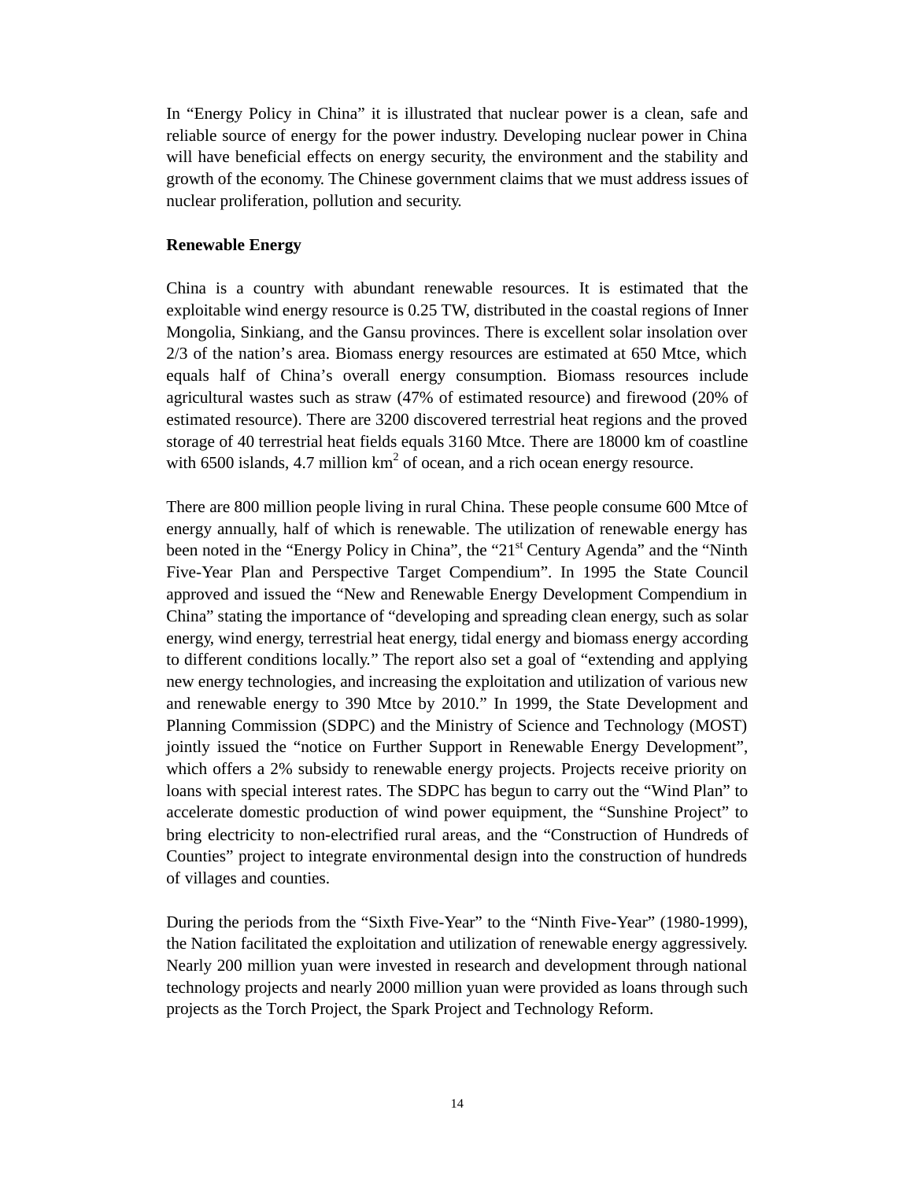In “Energy Policy in China” it is illustrated that nuclear power is a clean, safe and reliable source of energy for the power industry. Developing nuclear power in China will have beneficial effects on energy security, the environment and the stability and growth of the economy. The Chinese government claims that we must address issues of nuclear proliferation, pollution and security.

**Renewable Energy**

China is a country with abundant renewable resources. It is estimated that the exploitable wind energy resource is 0.25 TW, distributed in the coastal regions of Inner Mongolia, Sinkiang, and the Gansu provinces. There is excellent solar insolation over 2/3 of the nation’s area. Biomass energy resources are estimated at 650 Mtce, which equals half of China’s overall energy consumption. Biomass resources include agricultural wastes such as straw (47% of estimated resource) and firewood (20% of estimated resource). There are 3200 discovered terrestrial heat regions and the proved storage of 40 terrestrial heat fields equals 3160 Mtce. There are 18000 km of coastline with 6500 islands, 4.7 million $km^2$ of ocean, and a rich ocean energy resource.

There are 800 million people living in rural China. These people consume 600 Mtce of energy annually, half of which is renewable. The utilization of renewable energy has been noted in the “Energy Policy in China”, the “21st Century Agenda” and the “Ninth Five-Year Plan and Perspective Target Compendium”. In 1995 the State Council approved and issued the “New and Renewable Energy Development Compendium in China” stating the importance of “developing and spreading clean energy, such as solar energy, wind energy, terrestrial heat energy, tidal energy and biomass energy according to different conditions locally.” The report also set a goal of “extending and applying new energy technologies, and increasing the exploitation and utilization of various new and renewable energy to 390 Mtce by 2010.” In 1999, the State Development and Planning Commission (SDPC) and the Ministry of Science and Technology (MOST) jointly issued the “notice on Further Support in Renewable Energy Development”, which offers a 2% subsidy to renewable energy projects. Projects receive priority on loans with special interest rates. The SDPC has begun to carry out the “Wind Plan” to accelerate domestic production of wind power equipment, the “Sunshine Project” to bring electricity to non-electrified rural areas, and the “Construction of Hundreds of Counties” project to integrate environmental design into the construction of hundreds of villages and counties.

During the periods from the “Sixth Five-Year” to the “Ninth Five-Year” (1980-1999), the Nation facilitated the exploitation and utilization of renewable energy aggressively. Nearly 200 million yuan were invested in research and development through national technology projects and nearly 2000 million yuan were provided as loans through such projects as the Torch Project, the Spark Project and Technology Reform.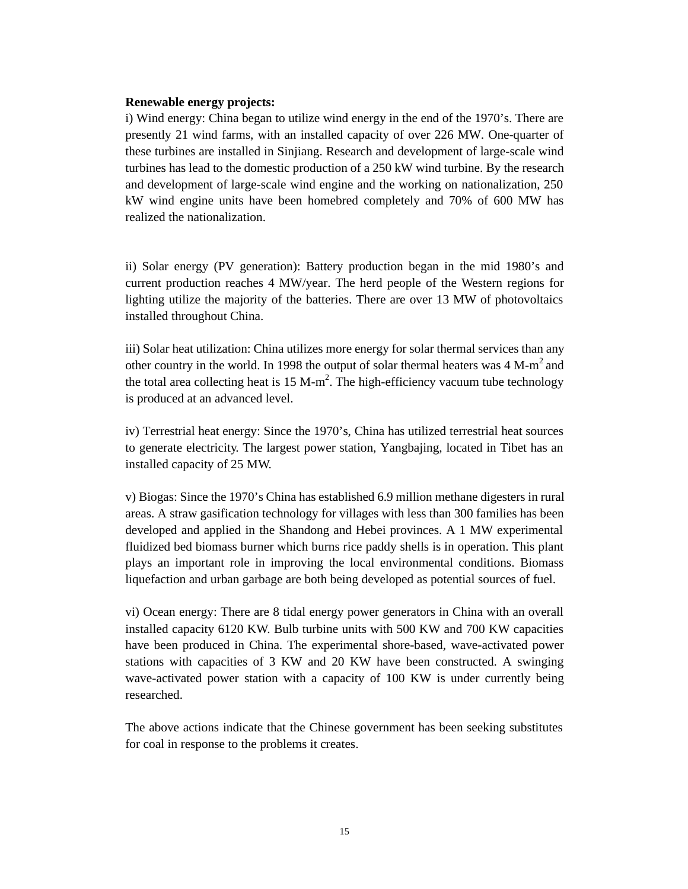**Renewable energy projects:**

i) Wind energy: China began to utilize wind energy in the end of the 1970's. There are presently 21 wind farms, with an installed capacity of over 226 MW. One-quarter of these turbines are installed in Sinjiang. Research and development of large-scale wind turbines has lead to the domestic production of a 250 kW wind turbine. By the research and development of large-scale wind engine and the working on nationalization, 250 kW wind engine units have been homebred completely and 70% of 600 MW has realized the nationalization.

ii) Solar energy (PV generation): Battery production began in the mid 1980's and current production reaches 4 MW/year. The herd people of the Western regions for lighting utilize the majority of the batteries. There are over 13 MW of photovoltaics installed throughout China.

iii) Solar heat utilization: China utilizes more energy for solar thermal services than any other country in the world. In 1998 the output of solar thermal heaters was 4 M-$m^2$ and the total area collecting heat is 15 M-$m^2$. The high-efficiency vacuum tube technology is produced at an advanced level.

iv) Terrestrial heat energy: Since the 1970's, China has utilized terrestrial heat sources to generate electricity. The largest power station, Yangbajing, located in Tibet has an installed capacity of 25 MW.

v) Biogas: Since the 1970's China has established 6.9 million methane digesters in rural areas. A straw gasification technology for villages with less than 300 families has been developed and applied in the Shandong and Hebei provinces. A 1 MW experimental fluidized bed biomass burner which burns rice paddy shells is in operation. This plant plays an important role in improving the local environmental conditions. Biomass liquefaction and urban garbage are both being developed as potential sources of fuel.

vi) Ocean energy: There are 8 tidal energy power generators in China with an overall installed capacity 6120 KW. Bulb turbine units with 500 KW and 700 KW capacities have been produced in China. The experimental shore-based, wave-activated power stations with capacities of 3 KW and 20 KW have been constructed. A swinging wave-activated power station with a capacity of 100 KW is under currently being researched.

The above actions indicate that the Chinese government has been seeking substitutes for coal in response to the problems it creates.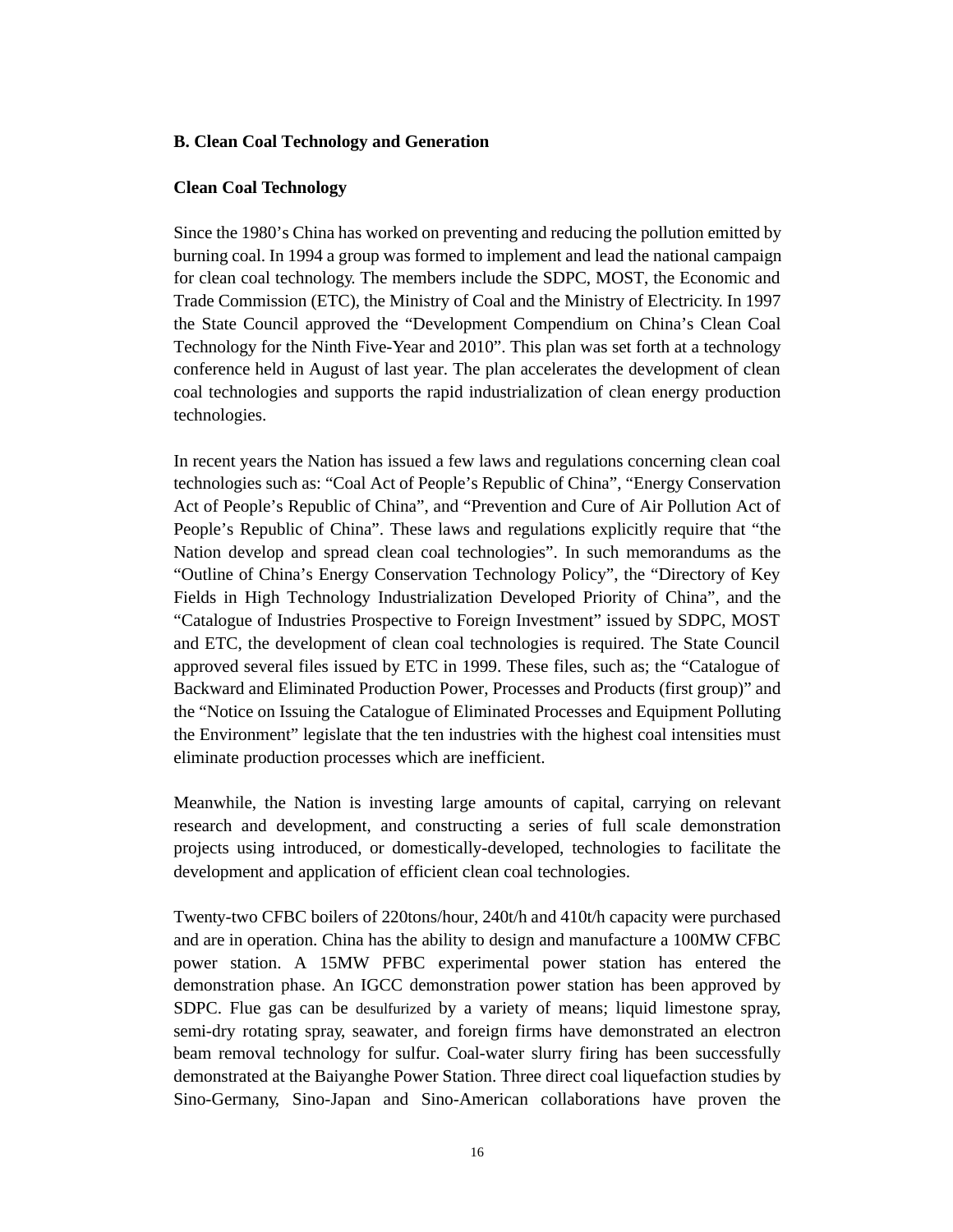### B. Clean Coal Technology and Generation

#### Clean Coal Technology

Since the 1980's China has worked on preventing and reducing the pollution emitted by burning coal. In 1994 a group was formed to implement and lead the national campaign for clean coal technology. The members include the SDPC, MOST, the Economic and Trade Commission (ETC), the Ministry of Coal and the Ministry of Electricity. In 1997 the State Council approved the "Development Compendium on China's Clean Coal Technology for the Ninth Five-Year and 2010". This plan was set forth at a technology conference held in August of last year. The plan accelerates the development of clean coal technologies and supports the rapid industrialization of clean energy production technologies.

In recent years the Nation has issued a few laws and regulations concerning clean coal technologies such as: "Coal Act of People's Republic of China", "Energy Conservation Act of People's Republic of China", and "Prevention and Cure of Air Pollution Act of People's Republic of China". These laws and regulations explicitly require that "the Nation develop and spread clean coal technologies". In such memorandums as the "Outline of China's Energy Conservation Technology Policy", the "Directory of Key Fields in High Technology Industrialization Developed Priority of China", and the "Catalogue of Industries Prospective to Foreign Investment" issued by SDPC, MOST and ETC, the development of clean coal technologies is required. The State Council approved several files issued by ETC in 1999. These files, such as; the "Catalogue of Backward and Eliminated Production Power, Processes and Products (first group)" and the "Notice on Issuing the Catalogue of Eliminated Processes and Equipment Polluting the Environment" legislate that the ten industries with the highest coal intensities must eliminate production processes which are inefficient.

Meanwhile, the Nation is investing large amounts of capital, carrying on relevant research and development, and constructing a series of full scale demonstration projects using introduced, or domestically-developed, technologies to facilitate the development and application of efficient clean coal technologies.

Twenty-two CFBC boilers of 220tons/hour, 240t/h and 410t/h capacity were purchased and are in operation. China has the ability to design and manufacture a 100MW CFBC power station. A 15MW PFBC experimental power station has entered the demonstration phase. An IGCC demonstration power station has been approved by SDPC. Flue gas can be desulfurized by a variety of means; liquid limestone spray, semi-dry rotating spray, seawater, and foreign firms have demonstrated an electron beam removal technology for sulfur. Coal-water slurry firing has been successfully demonstrated at the Baiyanghe Power Station. Three direct coal liquefaction studies by Sino-Germany, Sino-Japan and Sino-American collaborations have proven the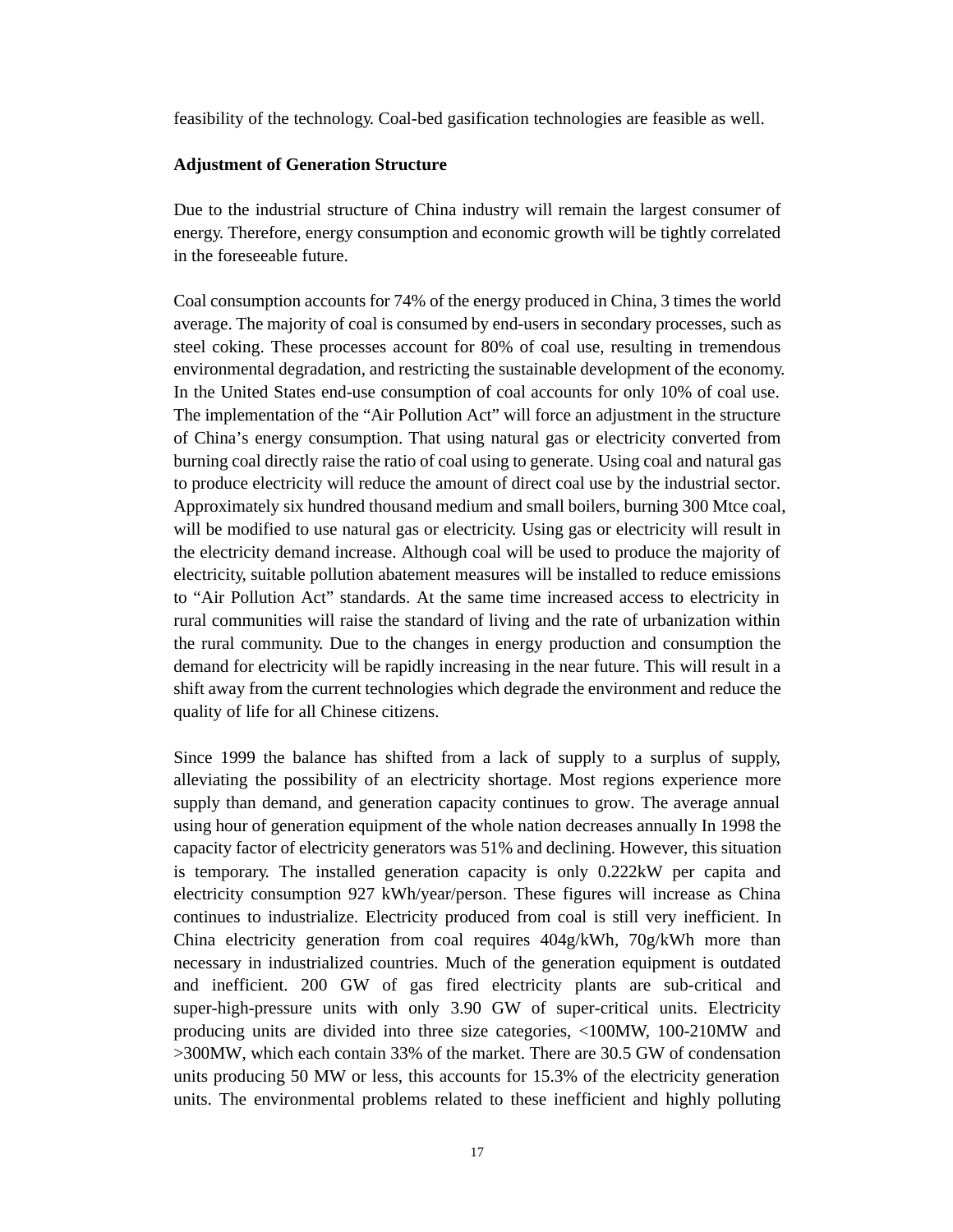feasibility of the technology. Coal-bed gasification technologies are feasible as well.

**Adjustment of Generation Structure**

Due to the industrial structure of China industry will remain the largest consumer of energy. Therefore, energy consumption and economic growth will be tightly correlated in the foreseeable future.

Coal consumption accounts for 74% of the energy produced in China, 3 times the world average. The majority of coal is consumed by end-users in secondary processes, such as steel coking. These processes account for 80% of coal use, resulting in tremendous environmental degradation, and restricting the sustainable development of the economy. In the United States end-use consumption of coal accounts for only 10% of coal use. The implementation of the "Air Pollution Act" will force an adjustment in the structure of China's energy consumption. That using natural gas or electricity converted from burning coal directly raise the ratio of coal using to generate. Using coal and natural gas to produce electricity will reduce the amount of direct coal use by the industrial sector. Approximately six hundred thousand medium and small boilers, burning 300 Mtce coal, will be modified to use natural gas or electricity. Using gas or electricity will result in the electricity demand increase. Although coal will be used to produce the majority of electricity, suitable pollution abatement measures will be installed to reduce emissions to "Air Pollution Act" standards. At the same time increased access to electricity in rural communities will raise the standard of living and the rate of urbanization within the rural community. Due to the changes in energy production and consumption the demand for electricity will be rapidly increasing in the near future. This will result in a shift away from the current technologies which degrade the environment and reduce the quality of life for all Chinese citizens.

Since 1999 the balance has shifted from a lack of supply to a surplus of supply, alleviating the possibility of an electricity shortage. Most regions experience more supply than demand, and generation capacity continues to grow. The average annual using hour of generation equipment of the whole nation decreases annually In 1998 the capacity factor of electricity generators was 51% and declining. However, this situation is temporary. The installed generation capacity is only 0.222kW per capita and electricity consumption 927 kWh/year/person. These figures will increase as China continues to industrialize. Electricity produced from coal is still very inefficient. In China electricity generation from coal requires 404g/kWh, 70g/kWh more than necessary in industrialized countries. Much of the generation equipment is outdated and inefficient. 200 GW of gas fired electricity plants are sub-critical and super-high-pressure units with only 3.90 GW of super-critical units. Electricity producing units are divided into three size categories, <100MW, 100-210MW and >300MW, which each contain 33% of the market. There are 30.5 GW of condensation units producing 50 MW or less, this accounts for 15.3% of the electricity generation units. The environmental problems related to these inefficient and highly polluting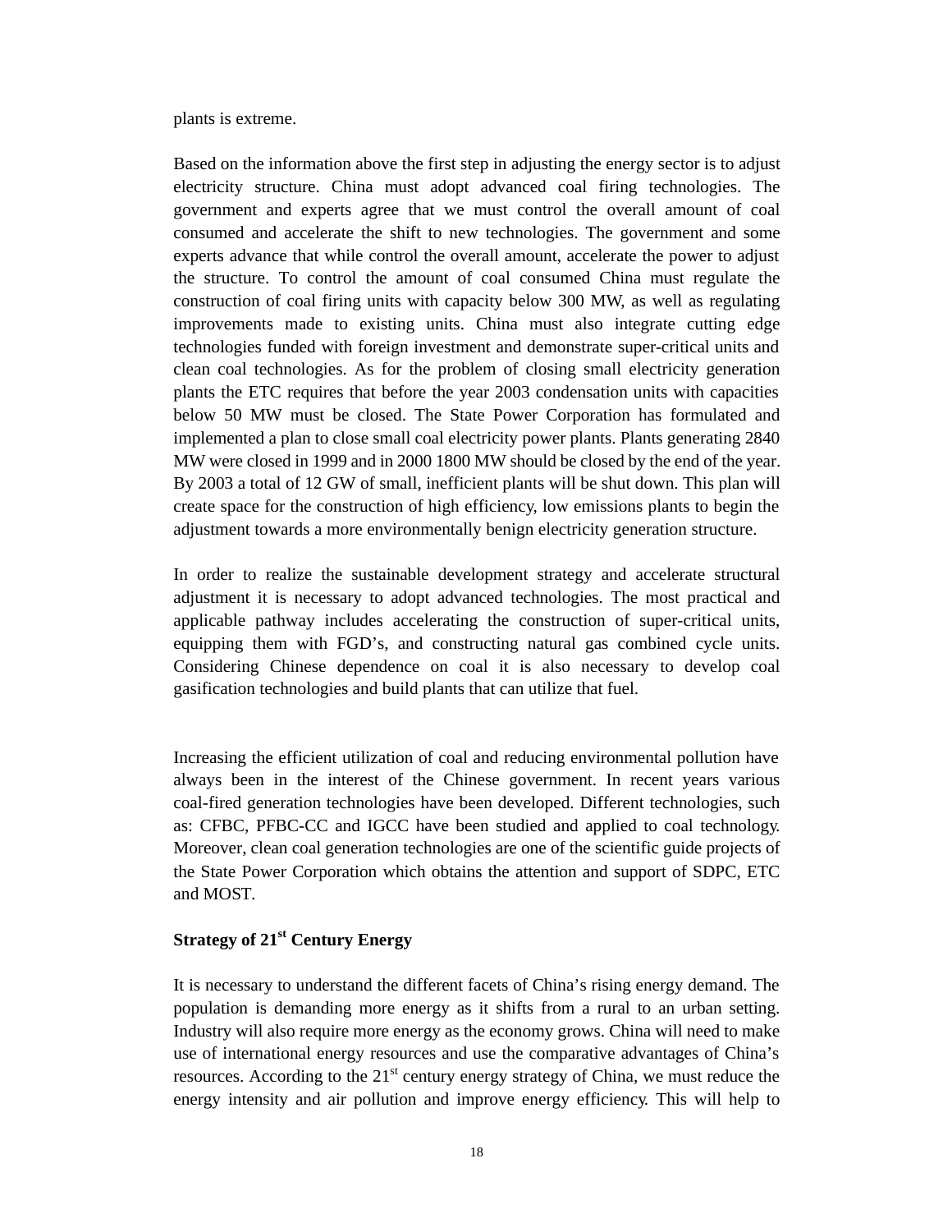plants is extreme.

Based on the information above the first step in adjusting the energy sector is to adjust electricity structure. China must adopt advanced coal firing technologies. The government and experts agree that we must control the overall amount of coal consumed and accelerate the shift to new technologies. The government and some experts advance that while control the overall amount, accelerate the power to adjust the structure. To control the amount of coal consumed China must regulate the construction of coal firing units with capacity below 300 MW, as well as regulating improvements made to existing units. China must also integrate cutting edge technologies funded with foreign investment and demonstrate super-critical units and clean coal technologies. As for the problem of closing small electricity generation plants the ETC requires that before the year 2003 condensation units with capacities below 50 MW must be closed. The State Power Corporation has formulated and implemented a plan to close small coal electricity power plants. Plants generating 2840 MW were closed in 1999 and in 2000 1800 MW should be closed by the end of the year. By 2003 a total of 12 GW of small, inefficient plants will be shut down. This plan will create space for the construction of high efficiency, low emissions plants to begin the adjustment towards a more environmentally benign electricity generation structure.

In order to realize the sustainable development strategy and accelerate structural adjustment it is necessary to adopt advanced technologies. The most practical and applicable pathway includes accelerating the construction of super-critical units, equipping them with FGD's, and constructing natural gas combined cycle units. Considering Chinese dependence on coal it is also necessary to develop coal gasification technologies and build plants that can utilize that fuel.

Increasing the efficient utilization of coal and reducing environmental pollution have always been in the interest of the Chinese government. In recent years various coal-fired generation technologies have been developed. Different technologies, such as: CFBC, PFBC-CC and IGCC have been studied and applied to coal technology. Moreover, clean coal generation technologies are one of the scientific guide projects of the State Power Corporation which obtains the attention and support of SDPC, ETC and MOST.

**Strategy of 21st Century Energy**

It is necessary to understand the different facets of China's rising energy demand. The population is demanding more energy as it shifts from a rural to an urban setting. Industry will also require more energy as the economy grows. China will need to make use of international energy resources and use the comparative advantages of China's resources. According to the 21st century energy strategy of China, we must reduce the energy intensity and air pollution and improve energy efficiency. This will help to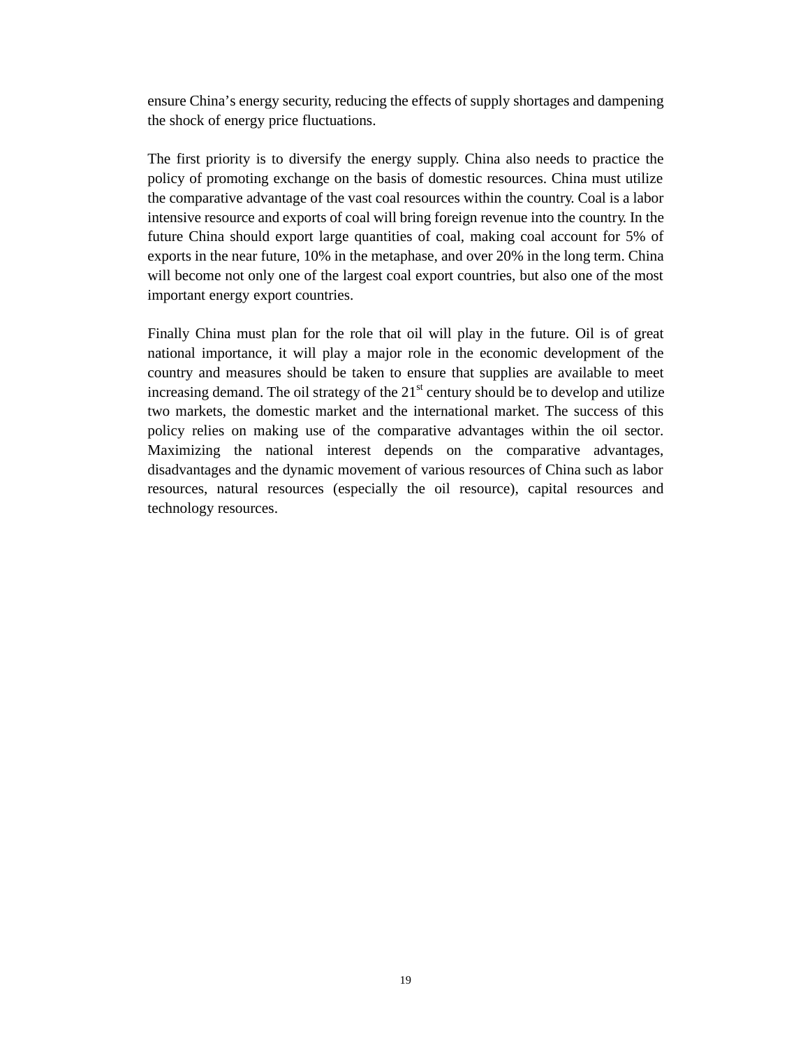ensure China's energy security, reducing the effects of supply shortages and dampening the shock of energy price fluctuations.

The first priority is to diversify the energy supply. China also needs to practice the policy of promoting exchange on the basis of domestic resources. China must utilize the comparative advantage of the vast coal resources within the country. Coal is a labor intensive resource and exports of coal will bring foreign revenue into the country. In the future China should export large quantities of coal, making coal account for 5% of exports in the near future, 10% in the metaphase, and over 20% in the long term. China will become not only one of the largest coal export countries, but also one of the most important energy export countries.

Finally China must plan for the role that oil will play in the future. Oil is of great national importance, it will play a major role in the economic development of the country and measures should be taken to ensure that supplies are available to meet increasing demand. The oil strategy of the 21st century should be to develop and utilize two markets, the domestic market and the international market. The success of this policy relies on making use of the comparative advantages within the oil sector. Maximizing the national interest depends on the comparative advantages, disadvantages and the dynamic movement of various resources of China such as labor resources, natural resources (especially the oil resource), capital resources and technology resources.